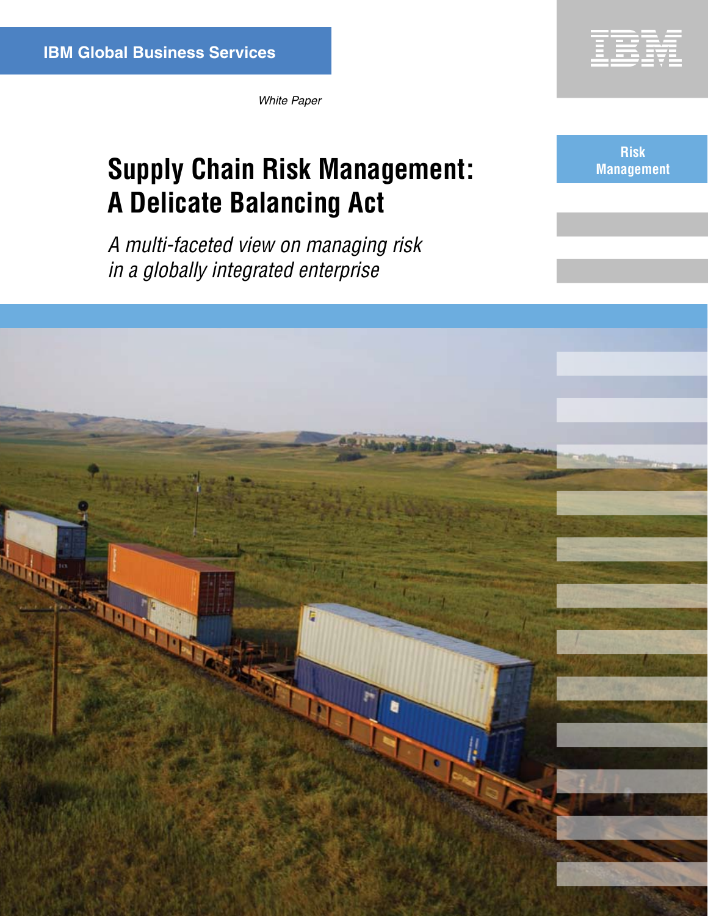IBM Global Business Services

*White Paper*

Risk Management

# Supply Chain Risk Management: A Delicate Balancing Act

*A multi-faceted view on managing risk in a globally integrated enterprise*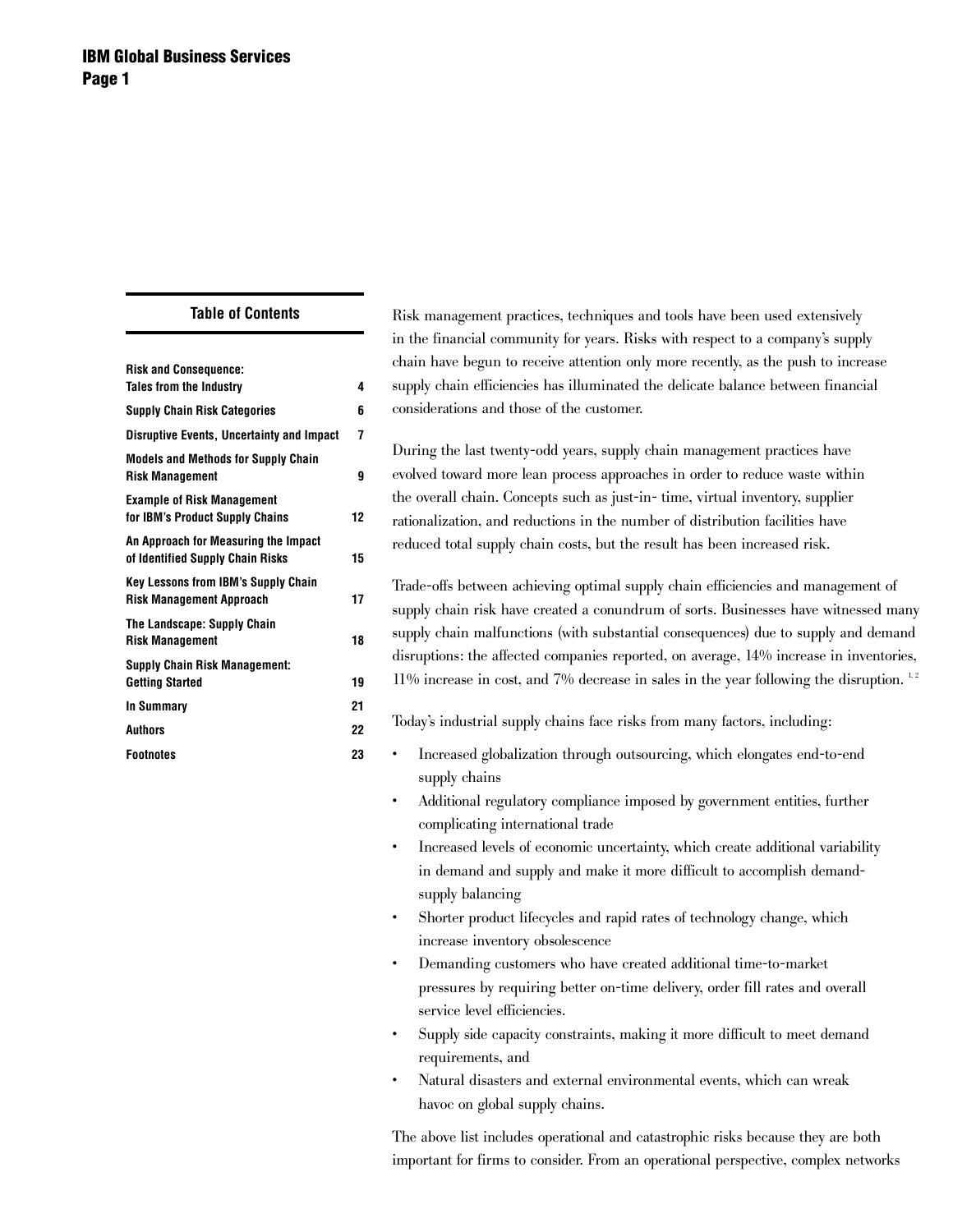## Table of Contents

| | |
|---|---|
| **Risk and Consequence: Tales from the Industry** | **4** |
| **Supply Chain Risk Categories** | **6** |
| **Disruptive Events, Uncertainty and Impact** | **7** |
| **Models and Methods for Supply Chain Risk Management** | **9** |
| **Example of Risk Management for IBM's Product Supply Chains** | **12** |
| **An Approach for Measuring the Impact of Identified Supply Chain Risks** | **15** |
| **Key Lessons from IBM's Supply Chain Risk Management Approach** | **17** |
| **The Landscape: Supply Chain Risk Management** | **18** |
| **Supply Chain Risk Management: Getting Started** | **19** |
| **In Summary** | **21** |
| **Authors** | **22** |
| **Footnotes** | **23** |

Risk management practices, techniques and tools have been used extensively in the financial community for years. Risks with respect to a company's supply chain have begun to receive attention only more recently, as the push to increase supply chain efficiencies has illuminated the delicate balance between financial considerations and those of the customer.

During the last twenty-odd years, supply chain management practices have evolved toward more lean process approaches in order to reduce waste within the overall chain. Concepts such as just-in- time, virtual inventory, supplier rationalization, and reductions in the number of distribution facilities have reduced total supply chain costs, but the result has been increased risk.

Trade-offs between achieving optimal supply chain efficiencies and management of supply chain risk have created a conundrum of sorts. Businesses have witnessed many supply chain malfunctions (with substantial consequences) due to supply and demand disruptions: the affected companies reported, on average, 14% increase in inventories, 11% increase in cost, and 7% decrease in sales in the year following the disruption. [1,2]

Today's industrial supply chains face risks from many factors, including:

- Increased globalization through outsourcing, which elongates end-to-end supply chains
- Additional regulatory compliance imposed by government entities, further complicating international trade
- Increased levels of economic uncertainty, which create additional variability in demand and supply and make it more difficult to accomplish demand-supply balancing
- Shorter product lifecycles and rapid rates of technology change, which increase inventory obsolescence
- Demanding customers who have created additional time-to-market pressures by requiring better on-time delivery, order fill rates and overall service level efficiencies.
- Supply side capacity constraints, making it more difficult to meet demand requirements, and
- Natural disasters and external environmental events, which can wreak havoc on global supply chains.

The above list includes operational and catastrophic risks because they are both important for firms to consider. From an operational perspective, complex networks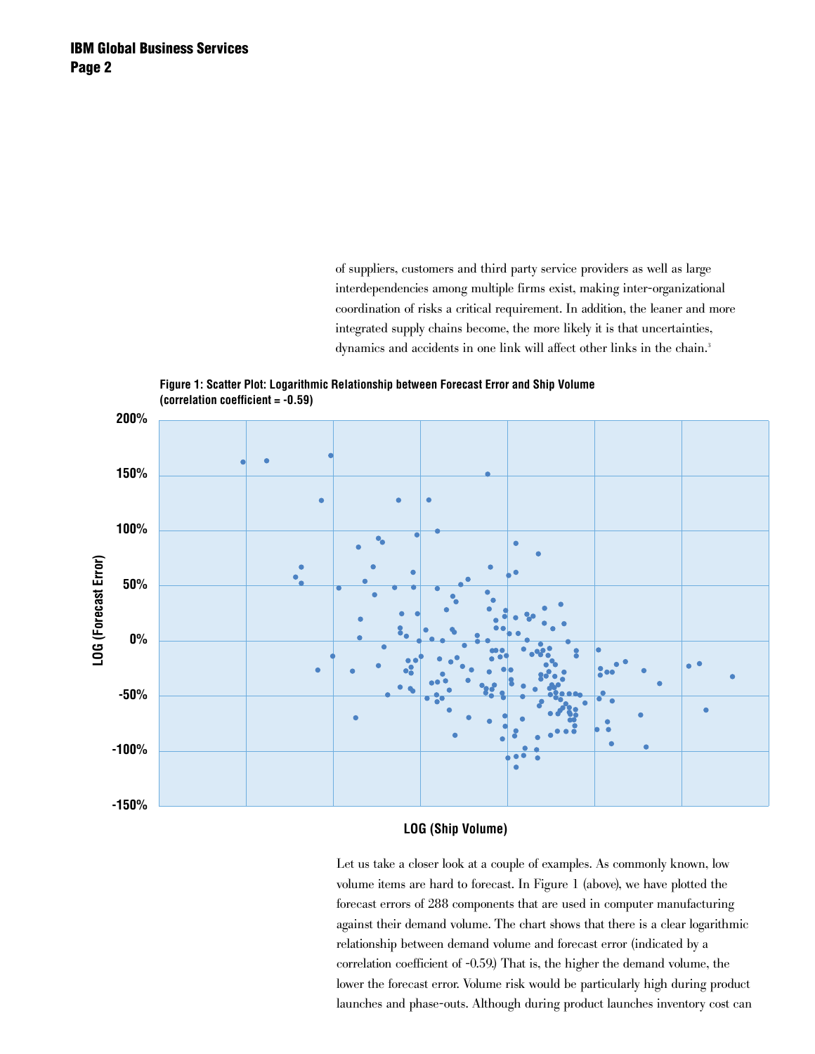of suppliers, customers and third party service providers as well as large interdependencies among multiple firms exist, making inter-organizational coordination of risks a critical requirement. In addition, the leaner and more integrated supply chains become, the more likely it is that uncertainties, dynamics and accidents in one link will affect other links in the chain.[3]

**Figure 1: Scatter Plot: Logarithmic Relationship between Forecast Error and Ship Volume (correlation coefficient = -0.59)**

Let us take a closer look at a couple of examples. As commonly known, low volume items are hard to forecast. In Figure 1 (above), we have plotted the forecast errors of 288 components that are used in computer manufacturing against their demand volume. The chart shows that there is a clear logarithmic relationship between demand volume and forecast error (indicated by a correlation coefficient of -0.59.) That is, the higher the demand volume, the lower the forecast error. Volume risk would be particularly high during product launches and phase-outs. Although during product launches inventory cost can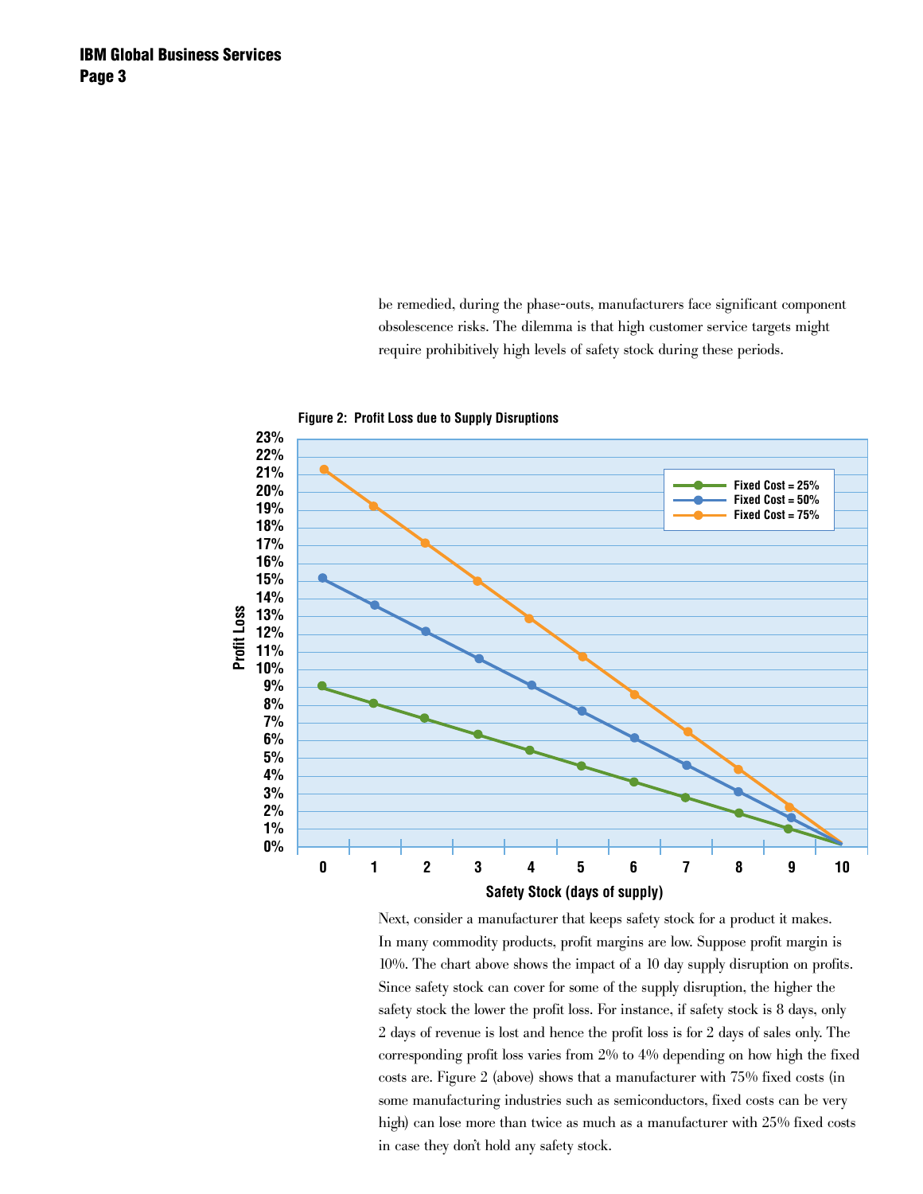be remedied, during the phase-outs, manufacturers face significant component obsolescence risks. The dilemma is that high customer service targets might require prohibitively high levels of safety stock during these periods.

**Figure 2: Profit Loss due to Supply Disruptions**

Next, consider a manufacturer that keeps safety stock for a product it makes. In many commodity products, profit margins are low. Suppose profit margin is 10%. The chart above shows the impact of a 10 day supply disruption on profits. Since safety stock can cover for some of the supply disruption, the higher the safety stock the lower the profit loss. For instance, if safety stock is 8 days, only 2 days of revenue is lost and hence the profit loss is for 2 days of sales only. The corresponding profit loss varies from 2% to 4% depending on how high the fixed costs are. Figure 2 (above) shows that a manufacturer with 75% fixed costs (in some manufacturing industries such as semiconductors, fixed costs can be very high) can lose more than twice as much as a manufacturer with 25% fixed costs in case they don't hold any safety stock.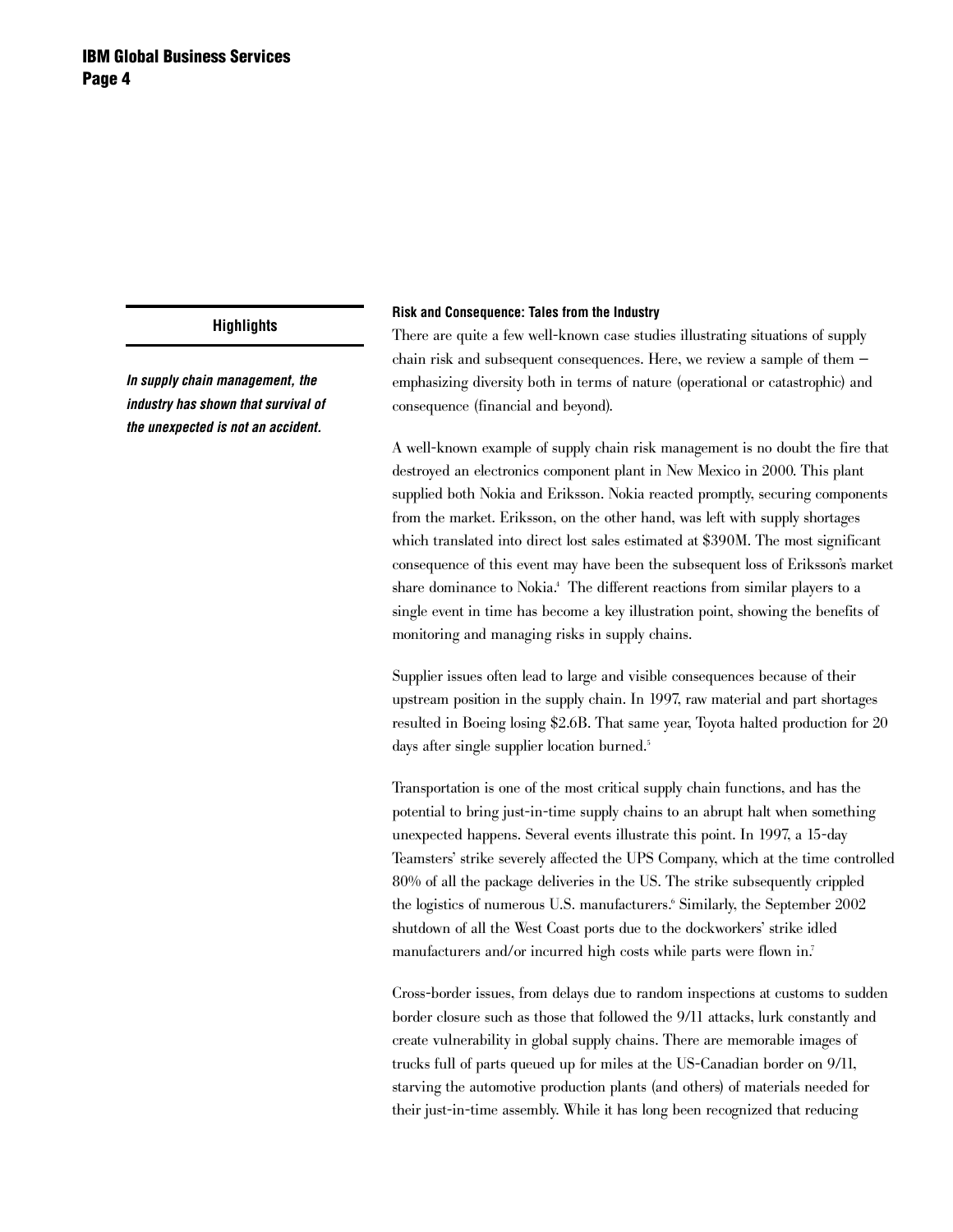**Highlights**

***In supply chain management, the industry has shown that survival of the unexpected is not an accident.***

#### Risk and Consequence: Tales from the Industry

There are quite a few well-known case studies illustrating situations of supply chain risk and subsequent consequences. Here, we review a sample of them – emphasizing diversity both in terms of nature (operational or catastrophic) and consequence (financial and beyond).

A well-known example of supply chain risk management is no doubt the fire that destroyed an electronics component plant in New Mexico in 2000. This plant supplied both Nokia and Eriksson. Nokia reacted promptly, securing components from the market. Eriksson, on the other hand, was left with supply shortages which translated into direct lost sales estimated at $390M. The most significant consequence of this event may have been the subsequent loss of Eriksson's market share dominance to Nokia.[4] The different reactions from similar players to a single event in time has become a key illustration point, showing the benefits of monitoring and managing risks in supply chains.

Supplier issues often lead to large and visible consequences because of their upstream position in the supply chain. In 1997, raw material and part shortages resulted in Boeing losing $2.6B. That same year, Toyota halted production for 20 days after single supplier location burned.[5]

Transportation is one of the most critical supply chain functions, and has the potential to bring just-in-time supply chains to an abrupt halt when something unexpected happens. Several events illustrate this point. In 1997, a 15-day Teamsters' strike severely affected the UPS Company, which at the time controlled 80% of all the package deliveries in the US. The strike subsequently crippled the logistics of numerous U.S. manufacturers.[6] Similarly, the September 2002 shutdown of all the West Coast ports due to the dockworkers' strike idled manufacturers and/or incurred high costs while parts were flown in.[7]

Cross-border issues, from delays due to random inspections at customs to sudden border closure such as those that followed the 9/11 attacks, lurk constantly and create vulnerability in global supply chains. There are memorable images of trucks full of parts queued up for miles at the US-Canadian border on 9/11, starving the automotive production plants (and others) of materials needed for their just-in-time assembly. While it has long been recognized that reducing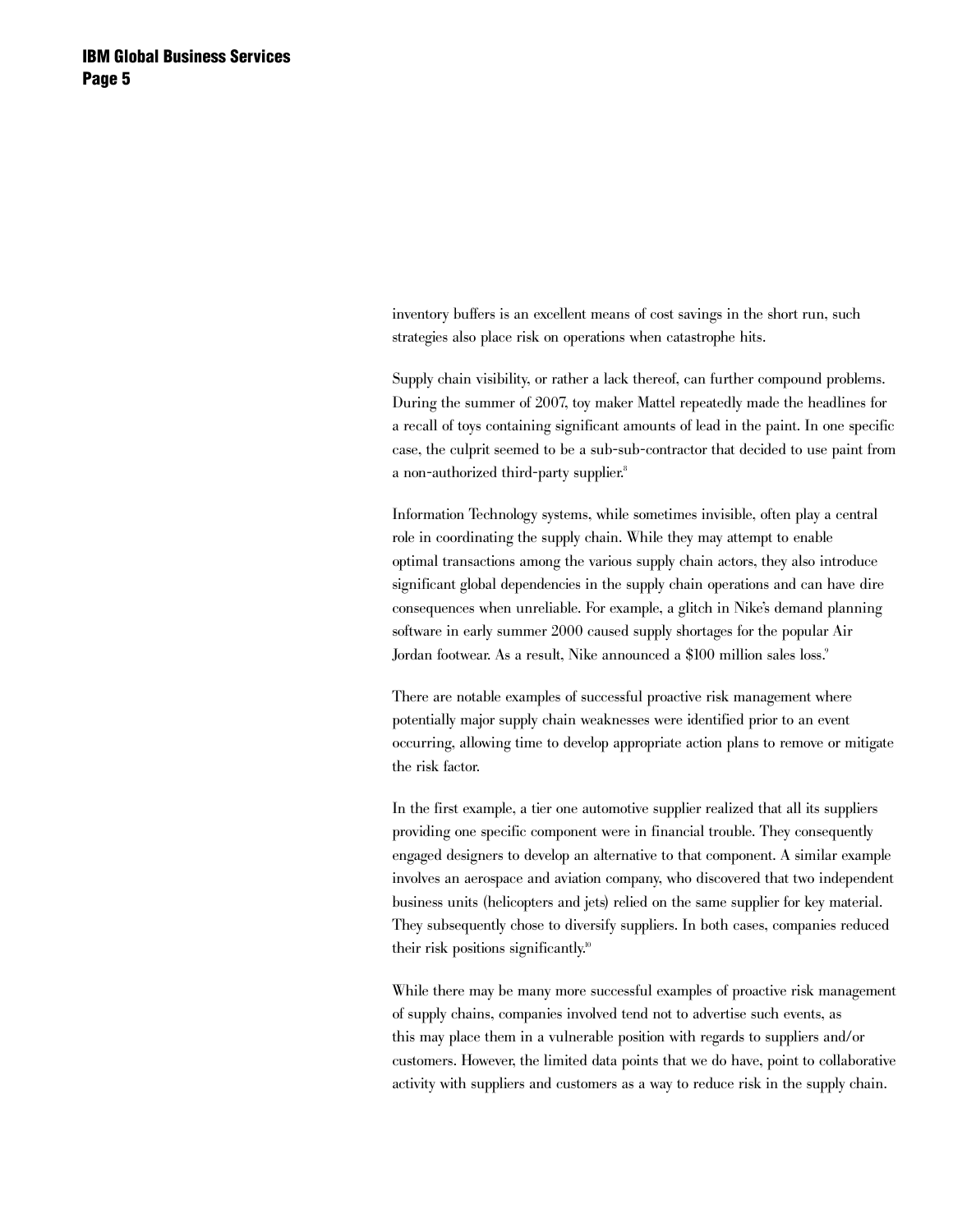inventory buffers is an excellent means of cost savings in the short run, such strategies also place risk on operations when catastrophe hits.

Supply chain visibility, or rather a lack thereof, can further compound problems. During the summer of 2007, toy maker Mattel repeatedly made the headlines for a recall of toys containing significant amounts of lead in the paint. In one specific case, the culprit seemed to be a sub-sub-contractor that decided to use paint from a non-authorized third-party supplier.[8]

Information Technology systems, while sometimes invisible, often play a central role in coordinating the supply chain. While they may attempt to enable optimal transactions among the various supply chain actors, they also introduce significant global dependencies in the supply chain operations and can have dire consequences when unreliable. For example, a glitch in Nike's demand planning software in early summer 2000 caused supply shortages for the popular Air Jordan footwear. As a result, Nike announced a $100 million sales loss.[9]

There are notable examples of successful proactive risk management where potentially major supply chain weaknesses were identified prior to an event occurring, allowing time to develop appropriate action plans to remove or mitigate the risk factor.

In the first example, a tier one automotive supplier realized that all its suppliers providing one specific component were in financial trouble. They consequently engaged designers to develop an alternative to that component. A similar example involves an aerospace and aviation company, who discovered that two independent business units (helicopters and jets) relied on the same supplier for key material. They subsequently chose to diversify suppliers. In both cases, companies reduced their risk positions significantly.[10]

While there may be many more successful examples of proactive risk management of supply chains, companies involved tend not to advertise such events, as this may place them in a vulnerable position with regards to suppliers and/or customers. However, the limited data points that we do have, point to collaborative activity with suppliers and customers as a way to reduce risk in the supply chain.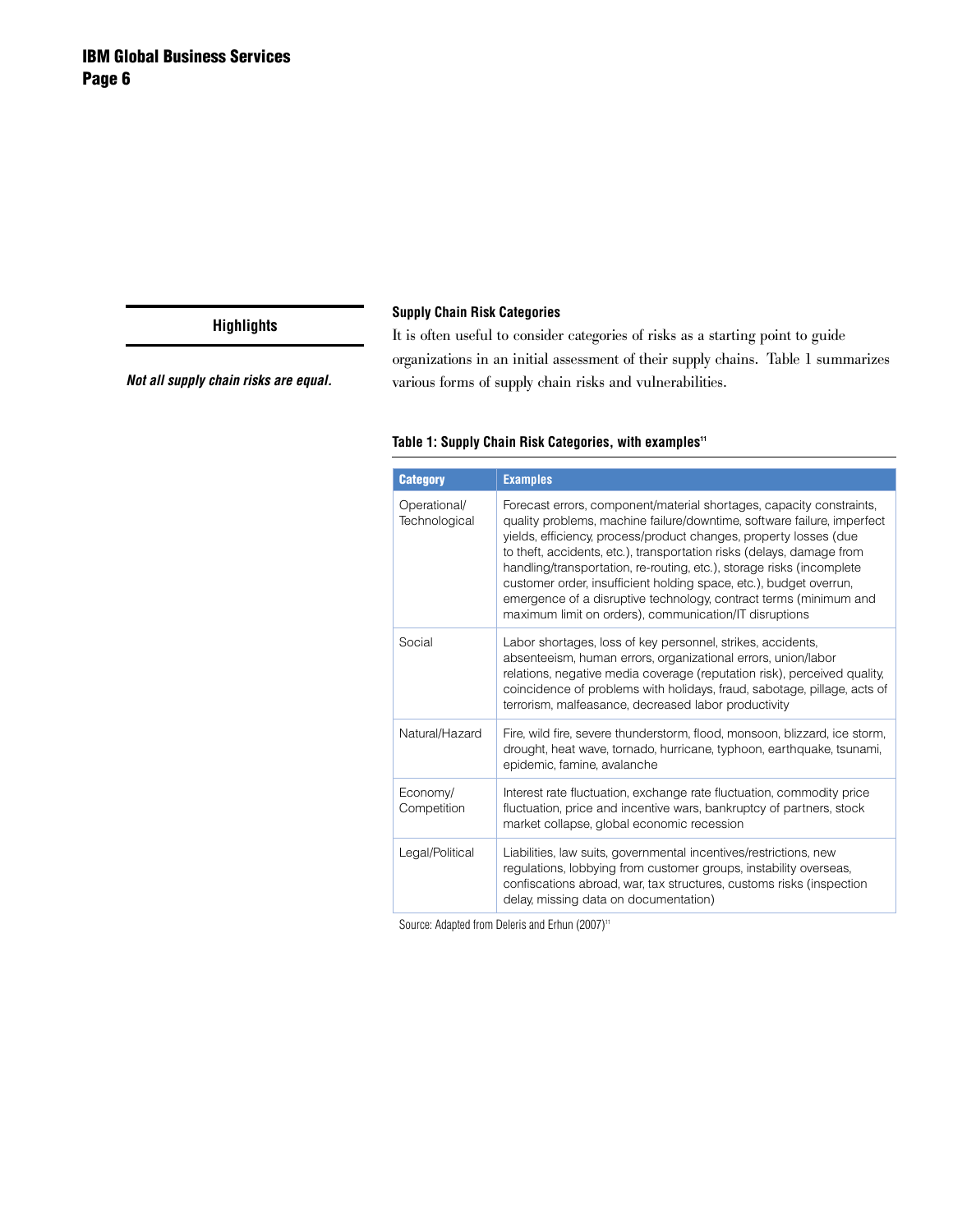**Highlights**

***Not all supply chain risks are equal.***

### Supply Chain Risk Categories

It is often useful to consider categories of risks as a starting point to guide organizations in an initial assessment of their supply chains. Table 1 summarizes various forms of supply chain risks and vulnerabilities.

**Table 1: Supply Chain Risk Categories, with examples[11]**

| Category | Examples |
| --- | --- |
| Operational/ Technological | Forecast errors, component/material shortages, capacity constraints, quality problems, machine failure/downtime, software failure, imperfect yields, efficiency, process/product changes, property losses (due to theft, accidents, etc.), transportation risks (delays, damage from handling/transportation, re-routing, etc.), storage risks (incomplete customer order, insufficient holding space, etc.), budget overrun, emergence of a disruptive technology, contract terms (minimum and maximum limit on orders), communication/IT disruptions |
| Social | Labor shortages, loss of key personnel, strikes, accidents, absenteeism, human errors, organizational errors, union/labor relations, negative media coverage (reputation risk), perceived quality, coincidence of problems with holidays, fraud, sabotage, pillage, acts of terrorism, malfeasance, decreased labor productivity |
| Natural/Hazard | Fire, wild fire, severe thunderstorm, flood, monsoon, blizzard, ice storm, drought, heat wave, tornado, hurricane, typhoon, earthquake, tsunami, epidemic, famine, avalanche |
| Economy/ Competition | Interest rate fluctuation, exchange rate fluctuation, commodity price fluctuation, price and incentive wars, bankruptcy of partners, stock market collapse, global economic recession |
| Legal/Political | Liabilities, law suits, governmental incentives/restrictions, new regulations, lobbying from customer groups, instability overseas, confiscations abroad, war, tax structures, customs risks (inspection delay, missing data on documentation) |

Source: Adapted from Deleris and Erhun (2007)[11]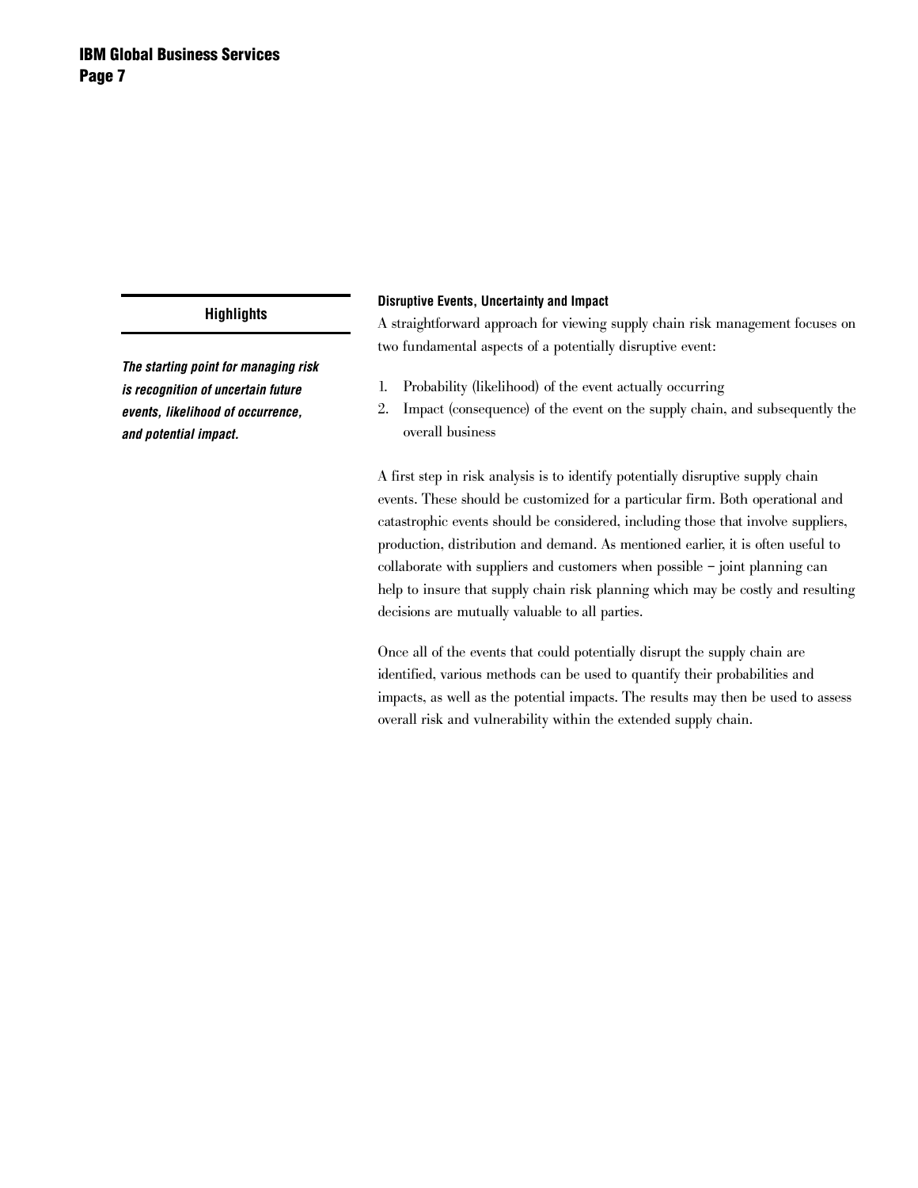### Highlights

***The starting point for managing risk is recognition of uncertain future events, likelihood of occurrence, and potential impact.***

**Disruptive Events, Uncertainty and Impact**

A straightforward approach for viewing supply chain risk management focuses on two fundamental aspects of a potentially disruptive event:

1. Probability (likelihood) of the event actually occurring
2. Impact (consequence) of the event on the supply chain, and subsequently the overall business

A first step in risk analysis is to identify potentially disruptive supply chain events. These should be customized for a particular firm. Both operational and catastrophic events should be considered, including those that involve suppliers, production, distribution and demand. As mentioned earlier, it is often useful to collaborate with suppliers and customers when possible – joint planning can help to insure that supply chain risk planning which may be costly and resulting decisions are mutually valuable to all parties.

Once all of the events that could potentially disrupt the supply chain are identified, various methods can be used to quantify their probabilities and impacts, as well as the potential impacts. The results may then be used to assess overall risk and vulnerability within the extended supply chain.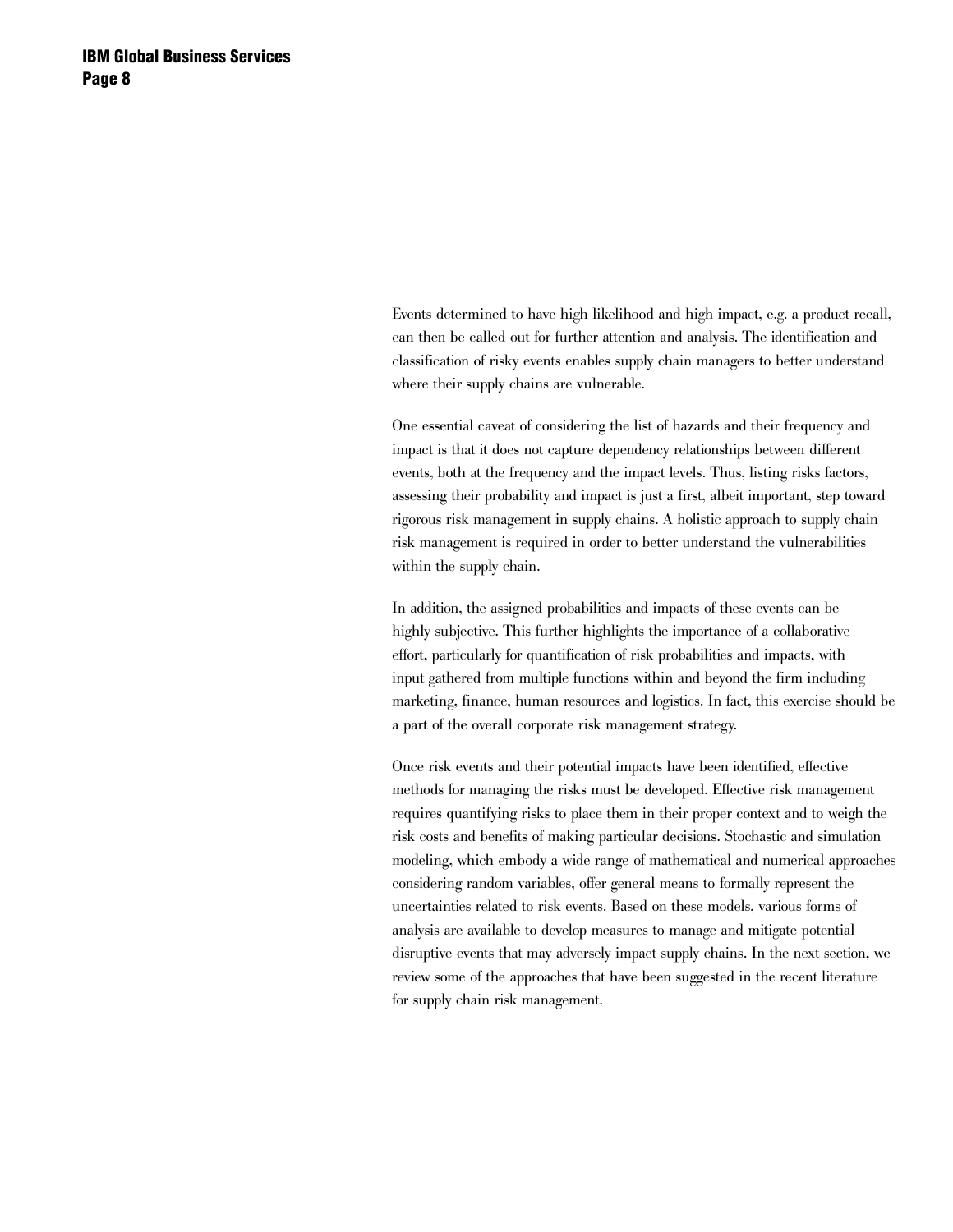Events determined to have high likelihood and high impact, e.g. a product recall, can then be called out for further attention and analysis. The identification and classification of risky events enables supply chain managers to better understand where their supply chains are vulnerable.

One essential caveat of considering the list of hazards and their frequency and impact is that it does not capture dependency relationships between different events, both at the frequency and the impact levels. Thus, listing risks factors, assessing their probability and impact is just a first, albeit important, step toward rigorous risk management in supply chains. A holistic approach to supply chain risk management is required in order to better understand the vulnerabilities within the supply chain.

In addition, the assigned probabilities and impacts of these events can be highly subjective. This further highlights the importance of a collaborative effort, particularly for quantification of risk probabilities and impacts, with input gathered from multiple functions within and beyond the firm including marketing, finance, human resources and logistics. In fact, this exercise should be a part of the overall corporate risk management strategy.

Once risk events and their potential impacts have been identified, effective methods for managing the risks must be developed. Effective risk management requires quantifying risks to place them in their proper context and to weigh the risk costs and benefits of making particular decisions. Stochastic and simulation modeling, which embody a wide range of mathematical and numerical approaches considering random variables, offer general means to formally represent the uncertainties related to risk events. Based on these models, various forms of analysis are available to develop measures to manage and mitigate potential disruptive events that may adversely impact supply chains. In the next section, we review some of the approaches that have been suggested in the recent literature for supply chain risk management.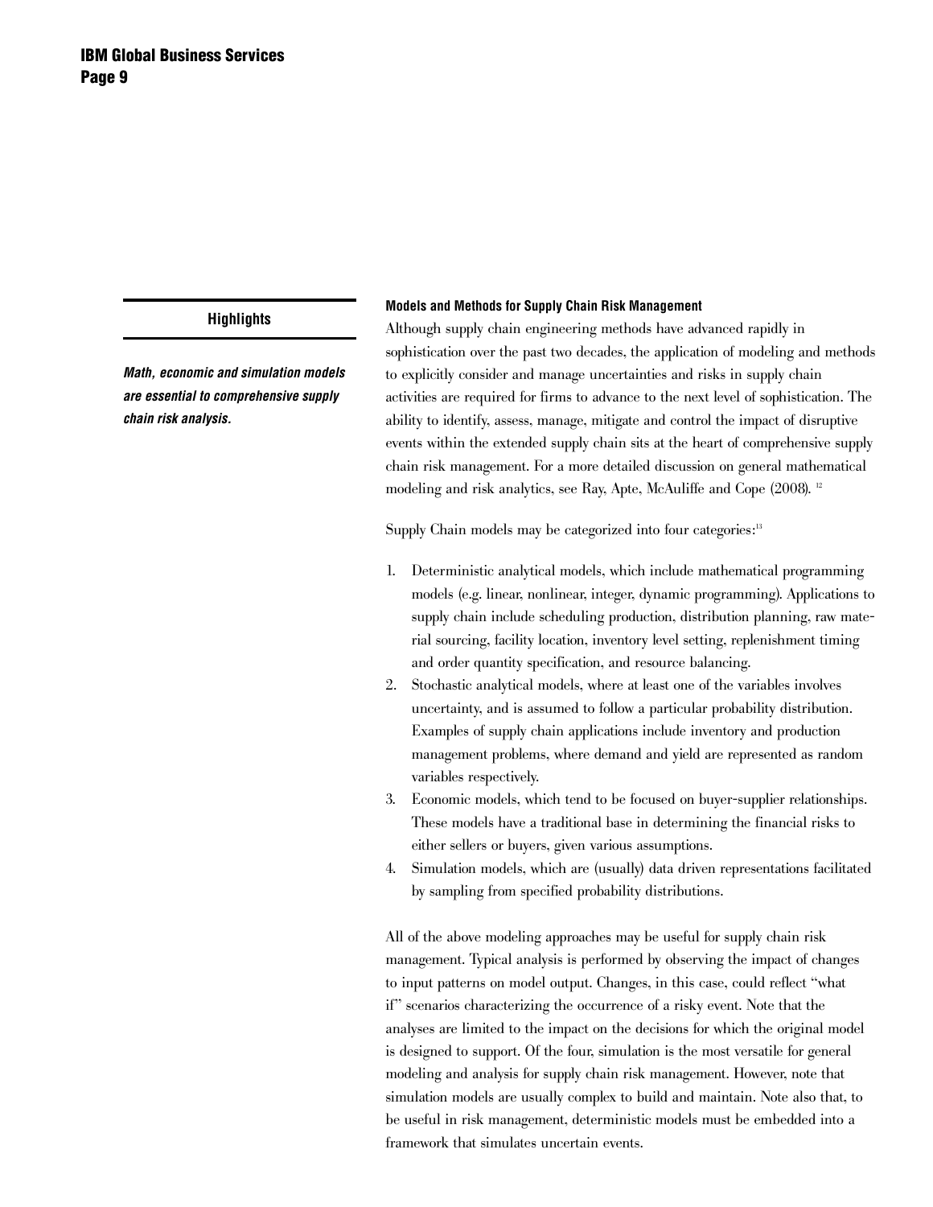**Highlights**

***Math, economic and simulation models are essential to comprehensive supply chain risk analysis.***

### Models and Methods for Supply Chain Risk Management

Although supply chain engineering methods have advanced rapidly in sophistication over the past two decades, the application of modeling and methods to explicitly consider and manage uncertainties and risks in supply chain activities are required for firms to advance to the next level of sophistication. The ability to identify, assess, manage, mitigate and control the impact of disruptive events within the extended supply chain sits at the heart of comprehensive supply chain risk management. For a more detailed discussion on general mathematical modeling and risk analytics, see Ray, Apte, McAuliffe and Cope (2008). [12]

Supply Chain models may be categorized into four categories:[13]

1. Deterministic analytical models, which include mathematical programming models (e.g. linear, nonlinear, integer, dynamic programming). Applications to supply chain include scheduling production, distribution planning, raw material sourcing, facility location, inventory level setting, replenishment timing and order quantity specification, and resource balancing.
2. Stochastic analytical models, where at least one of the variables involves uncertainty, and is assumed to follow a particular probability distribution. Examples of supply chain applications include inventory and production management problems, where demand and yield are represented as random variables respectively.
3. Economic models, which tend to be focused on buyer-supplier relationships. These models have a traditional base in determining the financial risks to either sellers or buyers, given various assumptions.
4. Simulation models, which are (usually) data driven representations facilitated by sampling from specified probability distributions.

All of the above modeling approaches may be useful for supply chain risk management. Typical analysis is performed by observing the impact of changes to input patterns on model output. Changes, in this case, could reflect "what if" scenarios characterizing the occurrence of a risky event. Note that the analyses are limited to the impact on the decisions for which the original model is designed to support. Of the four, simulation is the most versatile for general modeling and analysis for supply chain risk management. However, note that simulation models are usually complex to build and maintain. Note also that, to be useful in risk management, deterministic models must be embedded into a framework that simulates uncertain events.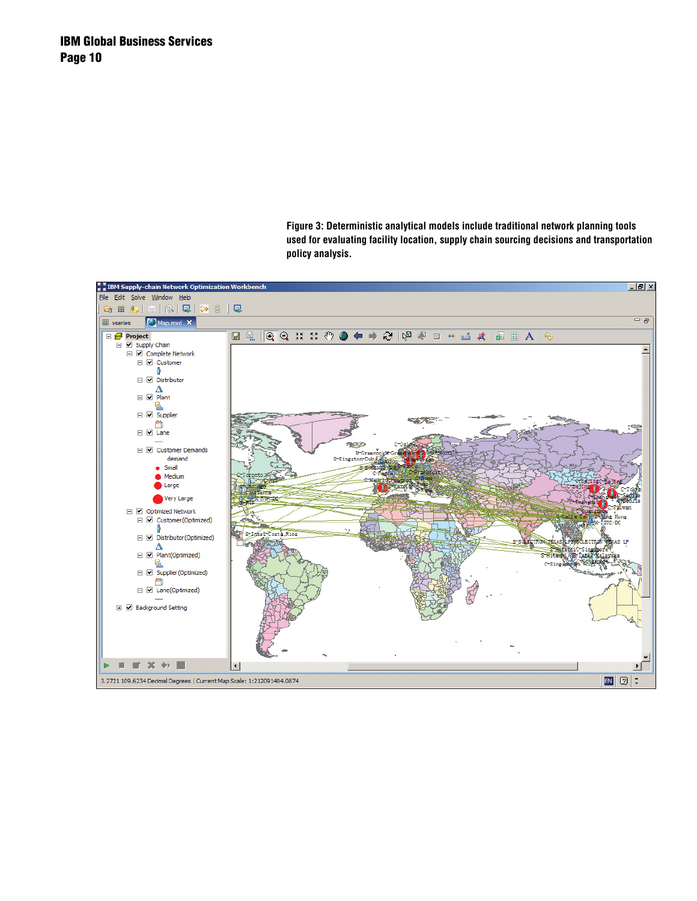**Figure 3: Deterministic analytical models include traditional network planning tools used for evaluating facility location, supply chain sourcing decisions and transportation policy analysis.**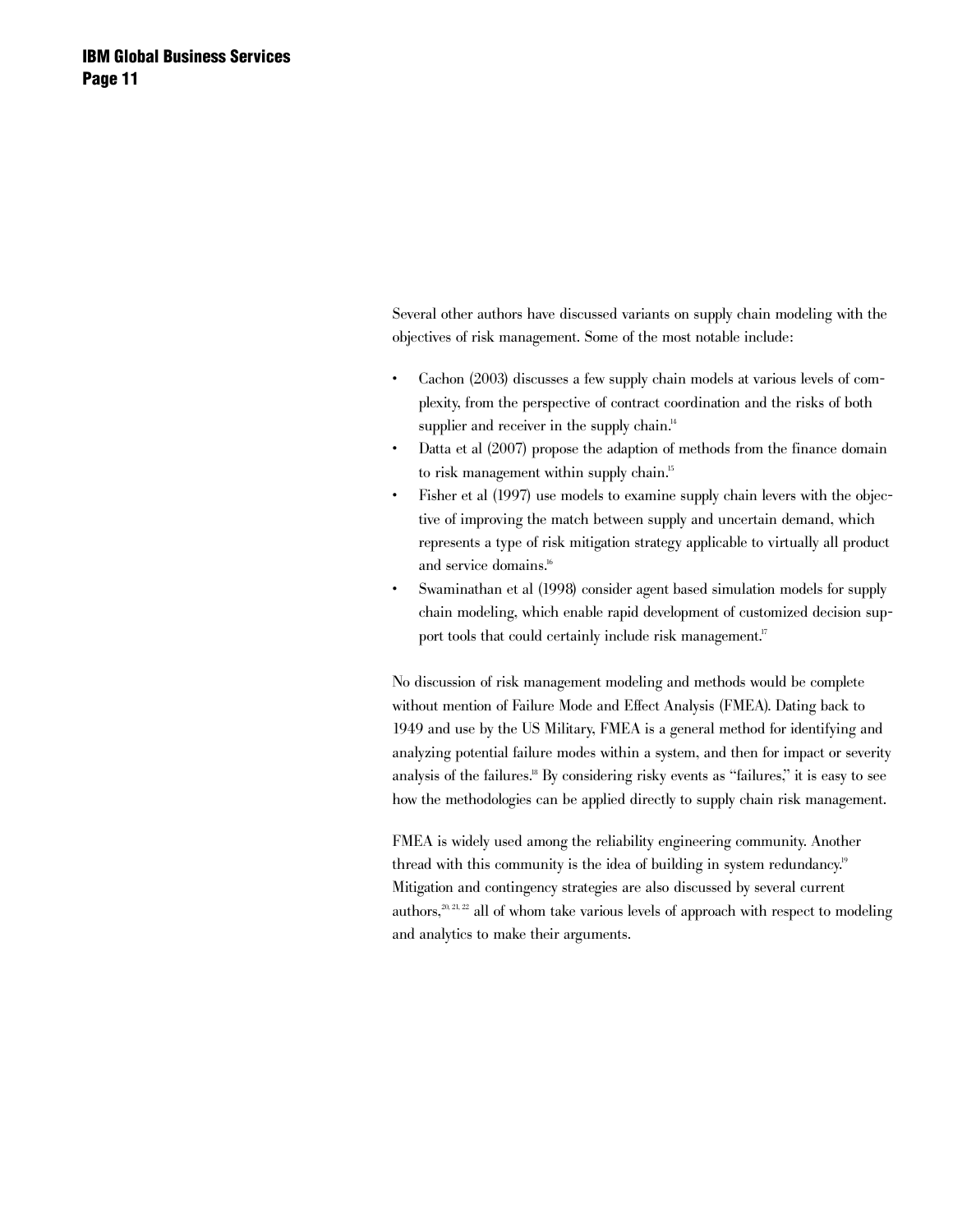Several other authors have discussed variants on supply chain modeling with the objectives of risk management. Some of the most notable include:

- Cachon (2003) discusses a few supply chain models at various levels of complexity, from the perspective of contract coordination and the risks of both supplier and receiver in the supply chain.[14]
- Datta et al (2007) propose the adaption of methods from the finance domain to risk management within supply chain.[15]
- Fisher et al (1997) use models to examine supply chain levers with the objective of improving the match between supply and uncertain demand, which represents a type of risk mitigation strategy applicable to virtually all product and service domains.[16]
- Swaminathan et al (1998) consider agent based simulation models for supply chain modeling, which enable rapid development of customized decision support tools that could certainly include risk management.[17]

No discussion of risk management modeling and methods would be complete without mention of Failure Mode and Effect Analysis (FMEA). Dating back to 1949 and use by the US Military, FMEA is a general method for identifying and analyzing potential failure modes within a system, and then for impact or severity analysis of the failures.[18] By considering risky events as "failures," it is easy to see how the methodologies can be applied directly to supply chain risk management.

FMEA is widely used among the reliability engineering community. Another thread with this community is the idea of building in system redundancy.[19] Mitigation and contingency strategies are also discussed by several current authors,[20, 21, 22] all of whom take various levels of approach with respect to modeling and analytics to make their arguments.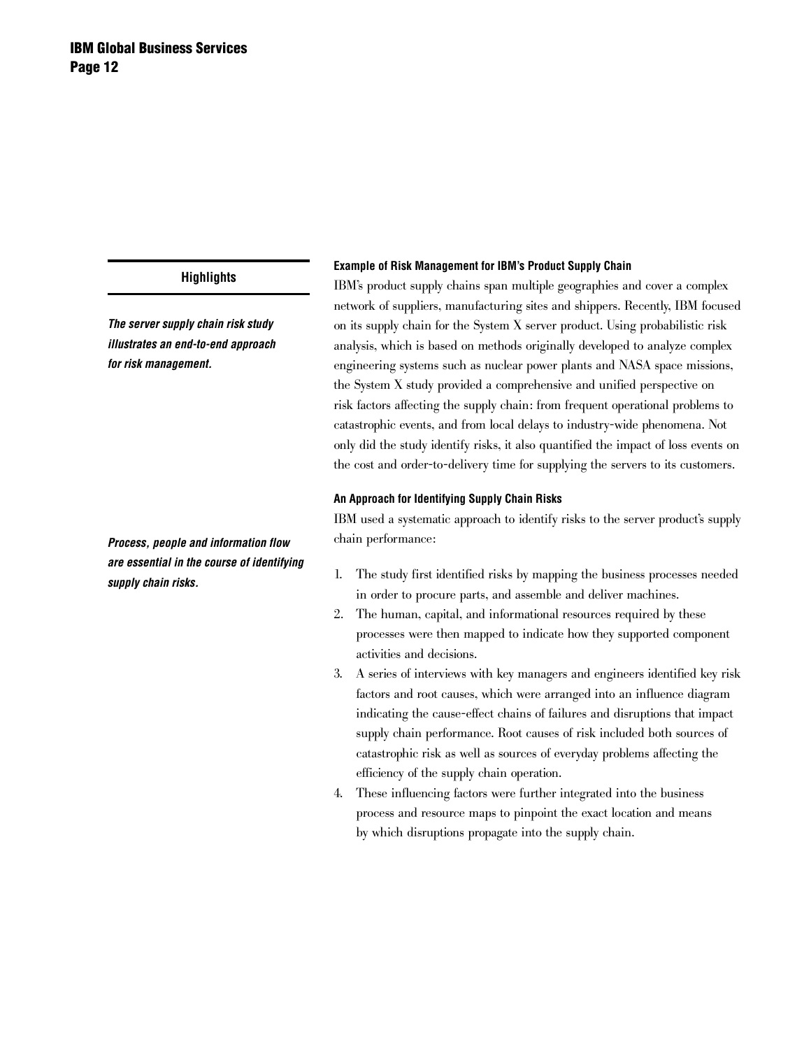**Highlights**

***The server supply chain risk study illustrates an end-to-end approach for risk management.***

***Process, people and information flow are essential in the course of identifying supply chain risks.***

#### Example of Risk Management for IBM's Product Supply Chain

IBM's product supply chains span multiple geographies and cover a complex network of suppliers, manufacturing sites and shippers. Recently, IBM focused on its supply chain for the System X server product. Using probabilistic risk analysis, which is based on methods originally developed to analyze complex engineering systems such as nuclear power plants and NASA space missions, the System X study provided a comprehensive and unified perspective on risk factors affecting the supply chain: from frequent operational problems to catastrophic events, and from local delays to industry-wide phenomena. Not only did the study identify risks, it also quantified the impact of loss events on the cost and order-to-delivery time for supplying the servers to its customers.

#### An Approach for Identifying Supply Chain Risks

IBM used a systematic approach to identify risks to the server product's supply chain performance:

1. The study first identified risks by mapping the business processes needed in order to procure parts, and assemble and deliver machines.
2. The human, capital, and informational resources required by these processes were then mapped to indicate how they supported component activities and decisions.
3. A series of interviews with key managers and engineers identified key risk factors and root causes, which were arranged into an influence diagram indicating the cause-effect chains of failures and disruptions that impact supply chain performance. Root causes of risk included both sources of catastrophic risk as well as sources of everyday problems affecting the efficiency of the supply chain operation.
4. These influencing factors were further integrated into the business process and resource maps to pinpoint the exact location and means by which disruptions propagate into the supply chain.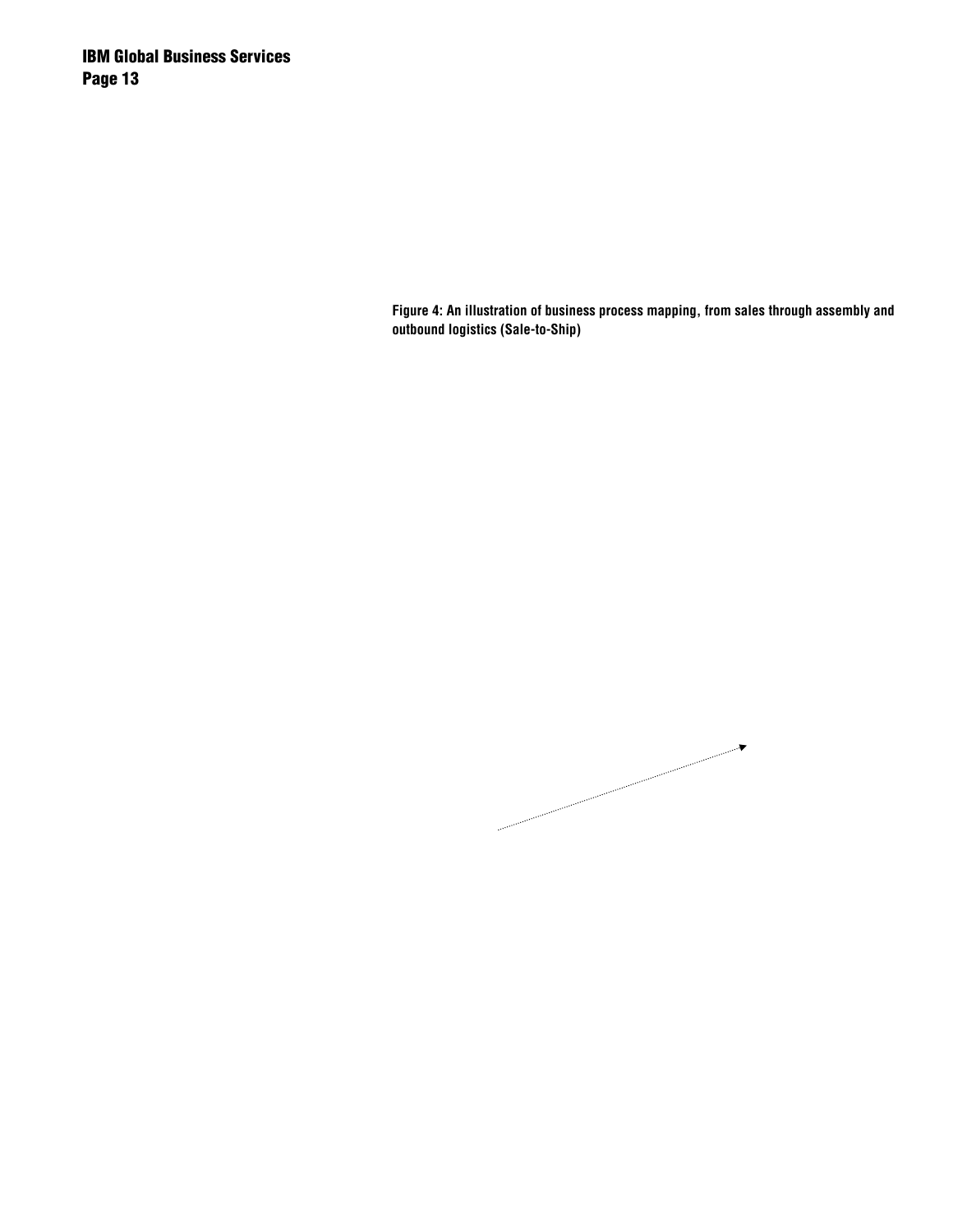Figure 4: An illustration of business process mapping, from sales through assembly and outbound logistics (Sale-to-Ship)